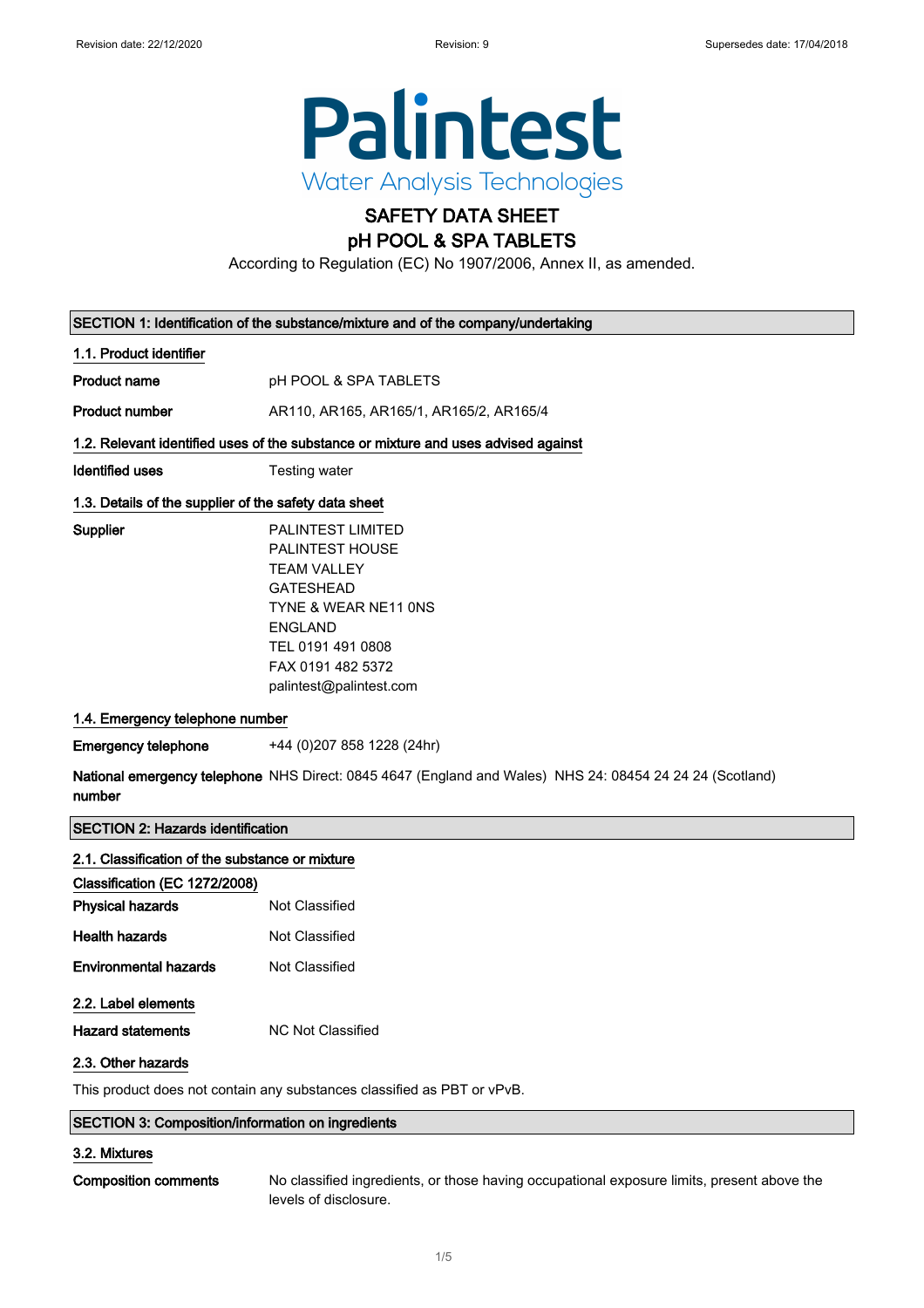Palintest
Water Analysis Technologies

# SAFETY DATA SHEET
# pH POOL & SPA TABLETS

According to Regulation (EC) No 1907/2006, Annex II, as amended.

## SECTION 1: Identification of the substance/mixture and of the company/undertaking

### 1.1. Product identifier

**Product name** pH POOL & SPA TABLETS

**Product number** AR110, AR165, AR165/1, AR165/2, AR165/4

### 1.2. Relevant identified uses of the substance or mixture and uses advised against

**Identified uses** Testing water

### 1.3. Details of the supplier of the safety data sheet

**Supplier**
PALINTEST LIMITED
PALINTEST HOUSE
TEAM VALLEY
GATESHEAD
TYNE & WEAR NE11 0NS
ENGLAND
TEL 0191 491 0808
FAX 0191 482 5372
palintest@palintest.com

### 1.4. Emergency telephone number

**Emergency telephone** +44 (0)207 858 1228 (24hr)

**National emergency telephone number** NHS Direct: 0845 4647 (England and Wales) NHS 24: 08454 24 24 24 (Scotland)

## SECTION 2: Hazards identification

### 2.1. Classification of the substance or mixture

**Classification (EC 1272/2008)**

**Physical hazards** Not Classified

**Health hazards** Not Classified

**Environmental hazards** Not Classified

### 2.2. Label elements

**Hazard statements** NC Not Classified

### 2.3. Other hazards

This product does not contain any substances classified as PBT or vPvB.

## SECTION 3: Composition/information on ingredients

### 3.2. Mixtures

**Composition comments** No classified ingredients, or those having occupational exposure limits, present above the levels of disclosure.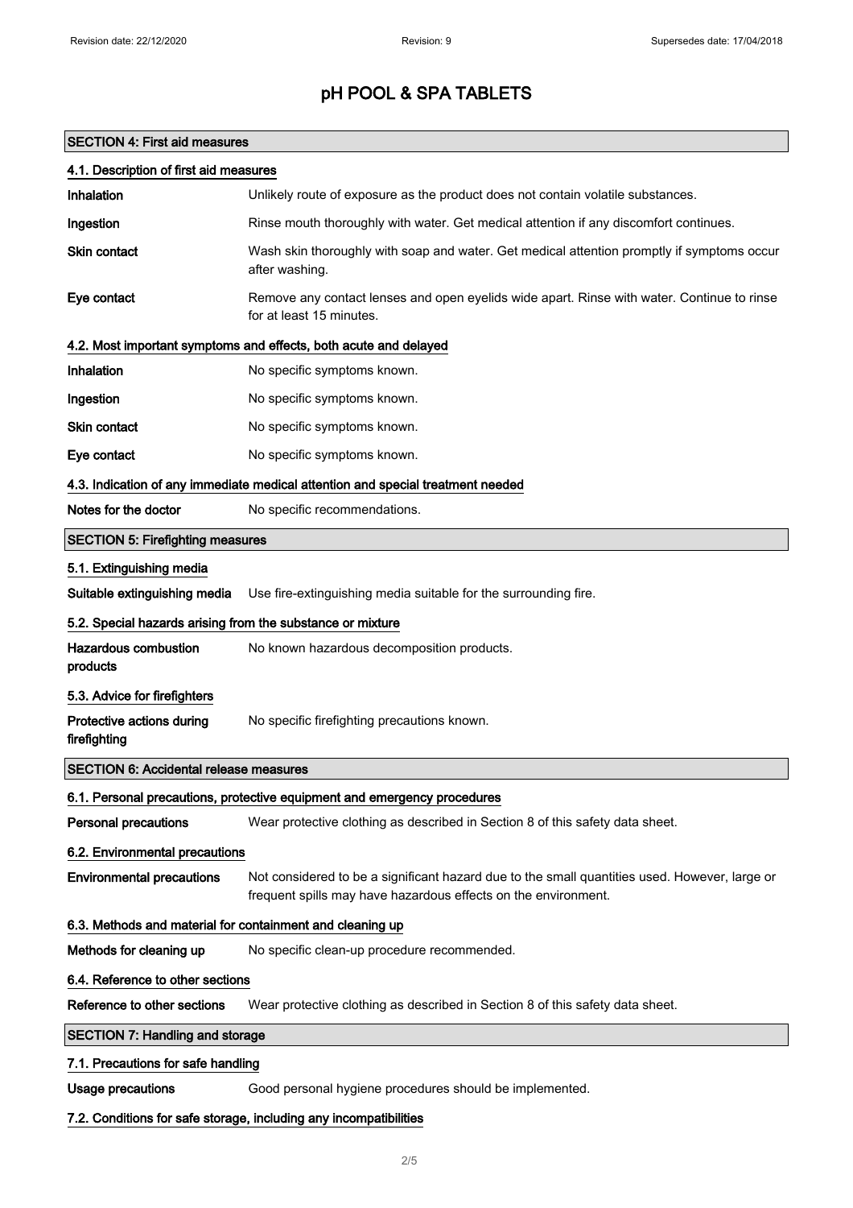# pH POOL & SPA TABLETS

## SECTION 4: First aid measures

### 4.1. Description of first aid measures

| | |
|---|---|
| **Inhalation** | Unlikely route of exposure as the product does not contain volatile substances. |
| **Ingestion** | Rinse mouth thoroughly with water. Get medical attention if any discomfort continues. |
| **Skin contact** | Wash skin thoroughly with soap and water. Get medical attention promptly if symptoms occur after washing. |
| **Eye contact** | Remove any contact lenses and open eyelids wide apart. Rinse with water. Continue to rinse for at least 15 minutes. |

### 4.2. Most important symptoms and effects, both acute and delayed

| | |
|---|---|
| **Inhalation** | No specific symptoms known. |
| **Ingestion** | No specific symptoms known. |
| **Skin contact** | No specific symptoms known. |
| **Eye contact** | No specific symptoms known. |

### 4.3. Indication of any immediate medical attention and special treatment needed

| | |
|---|---|
| **Notes for the doctor** | No specific recommendations. |

## SECTION 5: Firefighting measures

### 5.1. Extinguishing media

| | |
|---|---|
| **Suitable extinguishing media** | Use fire-extinguishing media suitable for the surrounding fire. |

### 5.2. Special hazards arising from the substance or mixture

| | |
|---|---|
| **Hazardous combustion products** | No known hazardous decomposition products. |

### 5.3. Advice for firefighters

| | |
|---|---|
| **Protective actions during firefighting** | No specific firefighting precautions known. |

## SECTION 6: Accidental release measures

### 6.1. Personal precautions, protective equipment and emergency procedures

| | |
|---|---|
| **Personal precautions** | Wear protective clothing as described in Section 8 of this safety data sheet. |

### 6.2. Environmental precautions

| | |
|---|---|
| **Environmental precautions** | Not considered to be a significant hazard due to the small quantities used. However, large or frequent spills may have hazardous effects on the environment. |

### 6.3. Methods and material for containment and cleaning up

| | |
|---|---|
| **Methods for cleaning up** | No specific clean-up procedure recommended. |

### 6.4. Reference to other sections

| | |
|---|---|
| **Reference to other sections** | Wear protective clothing as described in Section 8 of this safety data sheet. |

## SECTION 7: Handling and storage

### 7.1. Precautions for safe handling

| | |
|---|---|
| **Usage precautions** | Good personal hygiene procedures should be implemented. |

### 7.2. Conditions for safe storage, including any incompatibilities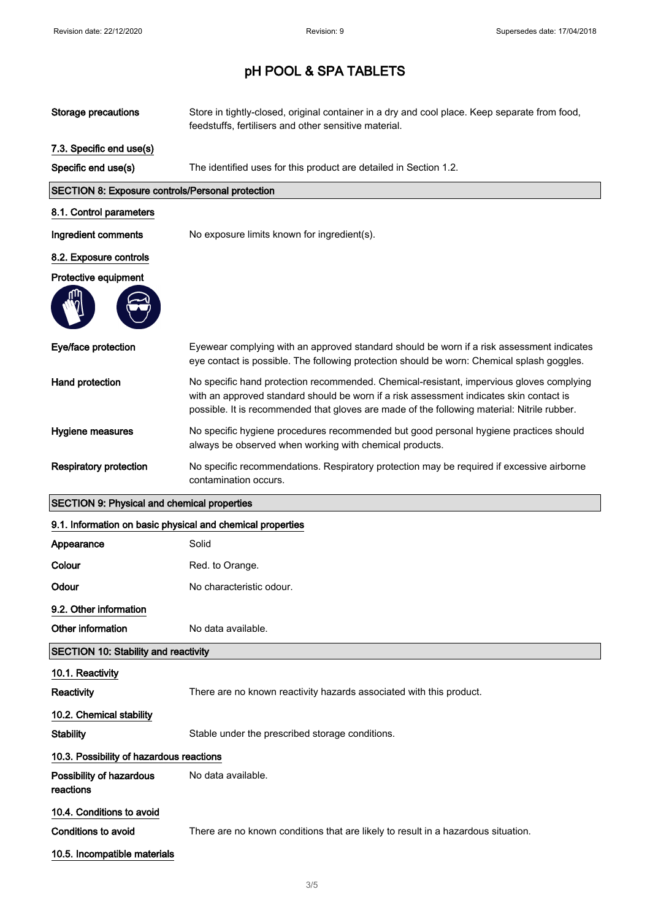# pH POOL & SPA TABLETS

| | |
|---|---|
| **Storage precautions** | Store in tightly-closed, original container in a dry and cool place. Keep separate from food, feedstuffs, fertilisers and other sensitive material. |

**7.3. Specific end use(s)**

| | |
|---|---|
| **Specific end use(s)** | The identified uses for this product are detailed in Section 1.2. |

## SECTION 8: Exposure controls/Personal protection

**8.1. Control parameters**

| | |
|---|---|
| **Ingredient comments** | No exposure limits known for ingredient(s). |

**8.2. Exposure controls**

**Protective equipment**

| | |
|---|---|
| **Eye/face protection** | Eyewear complying with an approved standard should be worn if a risk assessment indicates eye contact is possible. The following protection should be worn: Chemical splash goggles. |
| **Hand protection** | No specific hand protection recommended. Chemical-resistant, impervious gloves complying with an approved standard should be worn if a risk assessment indicates skin contact is possible. It is recommended that gloves are made of the following material: Nitrile rubber. |
| **Hygiene measures** | No specific hygiene procedures recommended but good personal hygiene practices should always be observed when working with chemical products. |
| **Respiratory protection** | No specific recommendations. Respiratory protection may be required if excessive airborne contamination occurs. |

## SECTION 9: Physical and chemical properties

**9.1. Information on basic physical and chemical properties**

| | |
|---|---|
| **Appearance** | Solid |
| **Colour** | Red. to Orange. |
| **Odour** | No characteristic odour. |

**9.2. Other information**

| | |
|---|---|
| **Other information** | No data available. |

## SECTION 10: Stability and reactivity

**10.1. Reactivity**

| | |
|---|---|
| **Reactivity** | There are no known reactivity hazards associated with this product. |

**10.2. Chemical stability**

| | |
|---|---|
| **Stability** | Stable under the prescribed storage conditions. |

**10.3. Possibility of hazardous reactions**

| | |
|---|---|
| **Possibility of hazardous reactions** | No data available. |

**10.4. Conditions to avoid**

| | |
|---|---|
| **Conditions to avoid** | There are no known conditions that are likely to result in a hazardous situation. |

**10.5. Incompatible materials**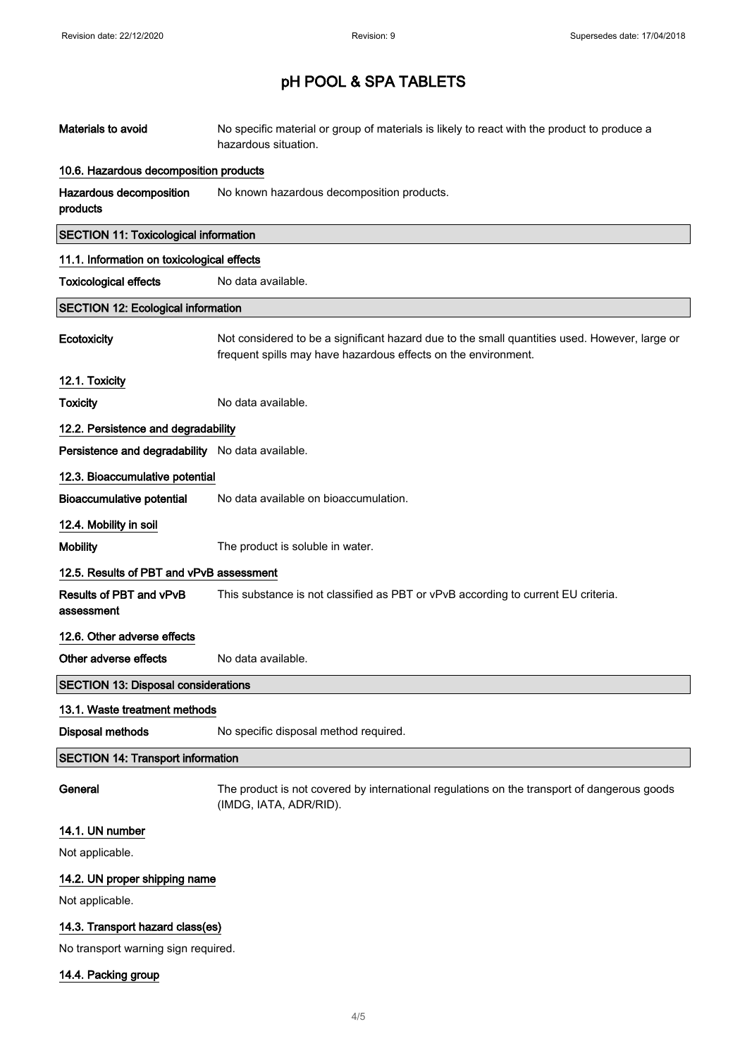# pH POOL & SPA TABLETS

| | |
|---|---|
| **Materials to avoid** | No specific material or group of materials is likely to react with the product to produce a hazardous situation. |

### 10.6. Hazardous decomposition products

| | |
|---|---|
| **Hazardous decomposition products** | No known hazardous decomposition products. |

## SECTION 11: Toxicological information

### 11.1. Information on toxicological effects

| | |
|---|---|
| **Toxicological effects** | No data available. |

## SECTION 12: Ecological information

| | |
|---|---|
| **Ecotoxicity** | Not considered to be a significant hazard due to the small quantities used. However, large or frequent spills may have hazardous effects on the environment. |

### 12.1. Toxicity

| | |
|---|---|
| **Toxicity** | No data available. |

### 12.2. Persistence and degradability

| | |
|---|---|
| **Persistence and degradability** | No data available. |

### 12.3. Bioaccumulative potential

| | |
|---|---|
| **Bioaccumulative potential** | No data available on bioaccumulation. |

### 12.4. Mobility in soil

| | |
|---|---|
| **Mobility** | The product is soluble in water. |

### 12.5. Results of PBT and vPvB assessment

| | |
|---|---|
| **Results of PBT and vPvB assessment** | This substance is not classified as PBT or vPvB according to current EU criteria. |

### 12.6. Other adverse effects

| | |
|---|---|
| **Other adverse effects** | No data available. |

## SECTION 13: Disposal considerations

### 13.1. Waste treatment methods

| | |
|---|---|
| **Disposal methods** | No specific disposal method required. |

## SECTION 14: Transport information

| | |
|---|---|
| **General** | The product is not covered by international regulations on the transport of dangerous goods (IMDG, IATA, ADR/RID). |

### 14.1. UN number

Not applicable.

### 14.2. UN proper shipping name

Not applicable.

### 14.3. Transport hazard class(es)

No transport warning sign required.

### 14.4. Packing group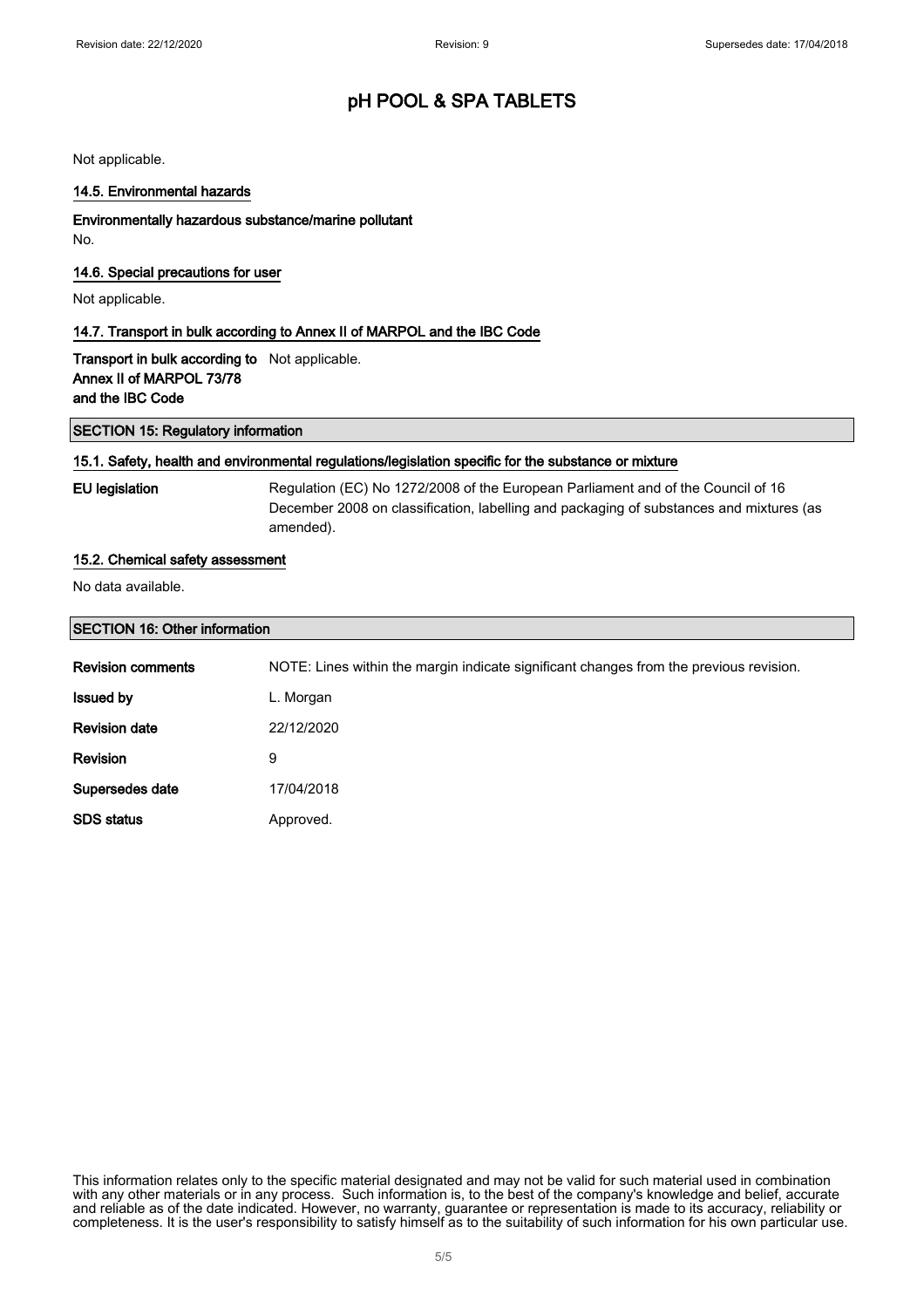Not applicable.

### 14.5. Environmental hazards

**Environmentally hazardous substance/marine pollutant**

No.

### 14.6. Special precautions for user

Not applicable.

### 14.7. Transport in bulk according to Annex II of MARPOL and the IBC Code

| | |
|---|---|
| **Transport in bulk according to Annex II of MARPOL 73/78 and the IBC Code** | Not applicable. |

## SECTION 15: Regulatory information

### 15.1. Safety, health and environmental regulations/legislation specific for the substance or mixture

| | |
|---|---|
| **EU legislation** | Regulation (EC) No 1272/2008 of the European Parliament and of the Council of 16 December 2008 on classification, labelling and packaging of substances and mixtures (as amended). |

### 15.2. Chemical safety assessment

No data available.

## SECTION 16: Other information

| | |
|---|---|
| **Revision comments** | NOTE: Lines within the margin indicate significant changes from the previous revision. |
| **Issued by** | L. Morgan |
| **Revision date** | 22/12/2020 |
| **Revision** | 9 |
| **Supersedes date** | 17/04/2018 |
| **SDS status** | Approved. |

This information relates only to the specific material designated and may not be valid for such material used in combination with any other materials or in any process. Such information is, to the best of the company's knowledge and belief, accurate and reliable as of the date indicated. However, no warranty, guarantee or representation is made to its accuracy, reliability or completeness. It is the user's responsibility to satisfy himself as to the suitability of such information for his own particular use.